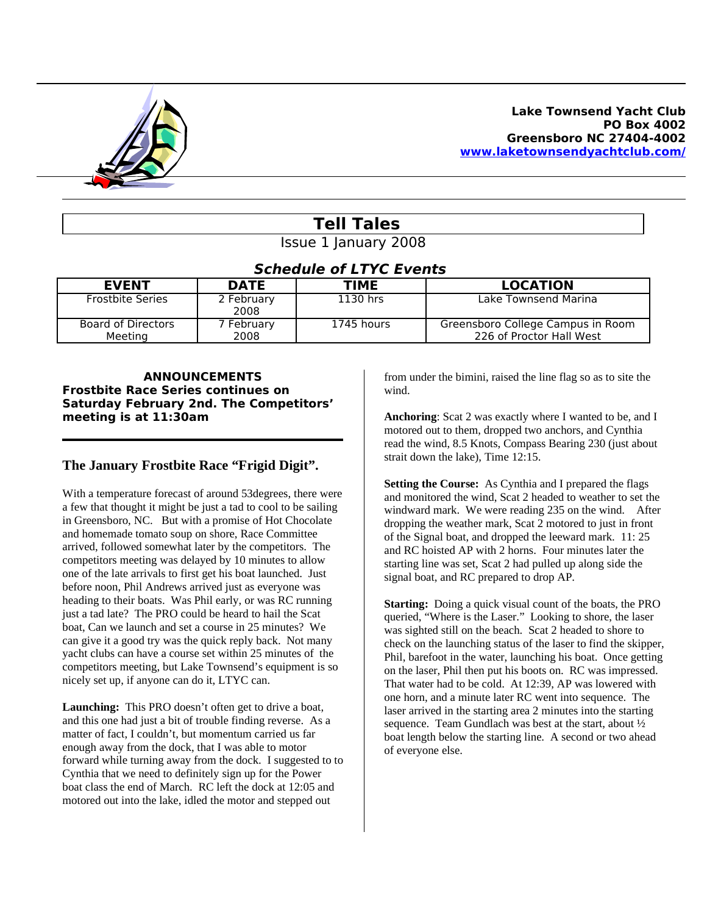Lake Townsend Yacht Club
PO Box 4002
Greensboro NC 27404-4002
www.laketownsendyachtclub.com/

# Tell Tales

Issue 1 January 2008

### *Schedule of LTYC Events*

| EVENT | DATE | TIME | LOCATION |
|---|---|---|---|
| Frostbite Series | 2 February 2008 | 1130 hrs | Lake Townsend Marina |
| Board of Directors Meeting | 7 February 2008 | 1745 hours | Greensboro College Campus in Room 226 of Proctor Hall West |

**ANNOUNCEMENTS**

**Frostbite Race Series continues on Saturday February 2nd. The Competitors' meeting is at 11:30am**

## The January Frostbite Race "Frigid Digit".

With a temperature forecast of around 53degrees, there were a few that thought it might be just a tad to cool to be sailing in Greensboro, NC. But with a promise of Hot Chocolate and homemade tomato soup on shore, Race Committee arrived, followed somewhat later by the competitors. The competitors meeting was delayed by 10 minutes to allow one of the late arrivals to first get his boat launched. Just before noon, Phil Andrews arrived just as everyone was heading to their boats. Was Phil early, or was RC running just a tad late? The PRO could be heard to hail the Scat boat, Can we launch and set a course in 25 minutes? We can give it a good try was the quick reply back. Not many yacht clubs can have a course set within 25 minutes of the competitors meeting, but Lake Townsend's equipment is so nicely set up, if anyone can do it, LTYC can.

**Launching:** This PRO doesn't often get to drive a boat, and this one had just a bit of trouble finding reverse. As a matter of fact, I couldn't, but momentum carried us far enough away from the dock, that I was able to motor forward while turning away from the dock. I suggested to to Cynthia that we need to definitely sign up for the Power boat class the end of March. RC left the dock at 12:05 and motored out into the lake, idled the motor and stepped out from under the bimini, raised the line flag so as to site the wind.

**Anchoring**: Scat 2 was exactly where I wanted to be, and I motored out to them, dropped two anchors, and Cynthia read the wind, 8.5 Knots, Compass Bearing 230 (just about strait down the lake), Time 12:15.

**Setting the Course:** As Cynthia and I prepared the flags and monitored the wind, Scat 2 headed to weather to set the windward mark. We were reading 235 on the wind. After dropping the weather mark, Scat 2 motored to just in front of the Signal boat, and dropped the leeward mark. 11: 25 and RC hoisted AP with 2 horns. Four minutes later the starting line was set, Scat 2 had pulled up along side the signal boat, and RC prepared to drop AP.

**Starting:** Doing a quick visual count of the boats, the PRO queried, "Where is the Laser." Looking to shore, the laser was sighted still on the beach. Scat 2 headed to shore to check on the launching status of the laser to find the skipper, Phil, barefoot in the water, launching his boat. Once getting on the laser, Phil then put his boots on. RC was impressed. That water had to be cold. At 12:39, AP was lowered with one horn, and a minute later RC went into sequence. The laser arrived in the starting area 2 minutes into the starting sequence. Team Gundlach was best at the start, about ½ boat length below the starting line. A second or two ahead of everyone else.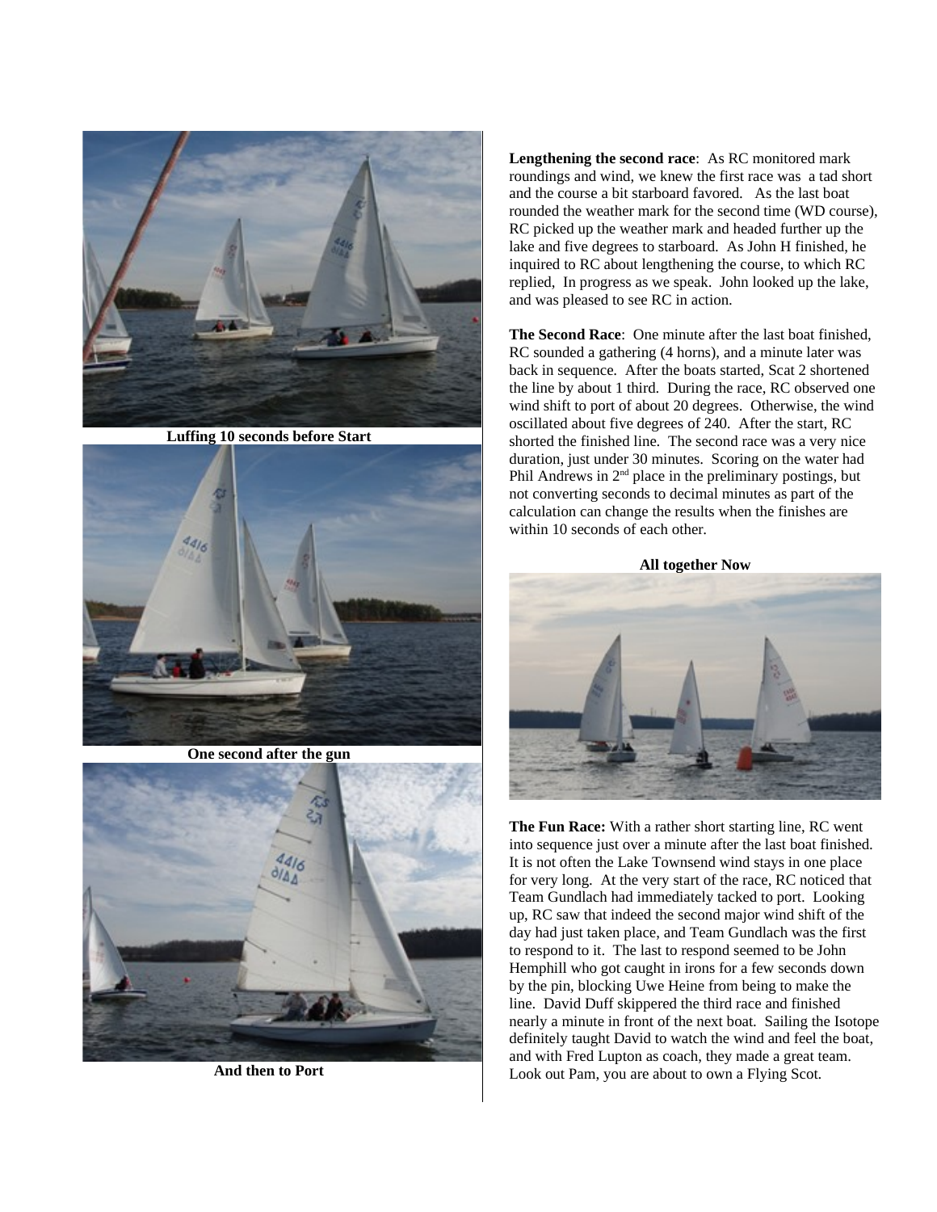**Luffing 10 seconds before Start**

**One second after the gun**

**And then to Port**

**Lengthening the second race**: As RC monitored mark roundings and wind, we knew the first race was a tad short and the course a bit starboard favored. As the last boat rounded the weather mark for the second time (WD course), RC picked up the weather mark and headed further up the lake and five degrees to starboard. As John H finished, he inquired to RC about lengthening the course, to which RC replied, In progress as we speak. John looked up the lake, and was pleased to see RC in action.

**The Second Race**: One minute after the last boat finished, RC sounded a gathering (4 horns), and a minute later was back in sequence. After the boats started, Scat 2 shortened the line by about 1 third. During the race, RC observed one wind shift to port of about 20 degrees. Otherwise, the wind oscillated about five degrees of 240. After the start, RC shorted the finished line. The second race was a very nice duration, just under 30 minutes. Scoring on the water had Phil Andrews in 2nd place in the preliminary postings, but not converting seconds to decimal minutes as part of the calculation can change the results when the finishes are within 10 seconds of each other.

**All together Now**

**The Fun Race:** With a rather short starting line, RC went into sequence just over a minute after the last boat finished. It is not often the Lake Townsend wind stays in one place for very long. At the very start of the race, RC noticed that Team Gundlach had immediately tacked to port. Looking up, RC saw that indeed the second major wind shift of the day had just taken place, and Team Gundlach was the first to respond to it. The last to respond seemed to be John Hemphill who got caught in irons for a few seconds down by the pin, blocking Uwe Heine from being to make the line. David Duff skippered the third race and finished nearly a minute in front of the next boat. Sailing the Isotope definitely taught David to watch the wind and feel the boat, and with Fred Lupton as coach, they made a great team. Look out Pam, you are about to own a Flying Scot.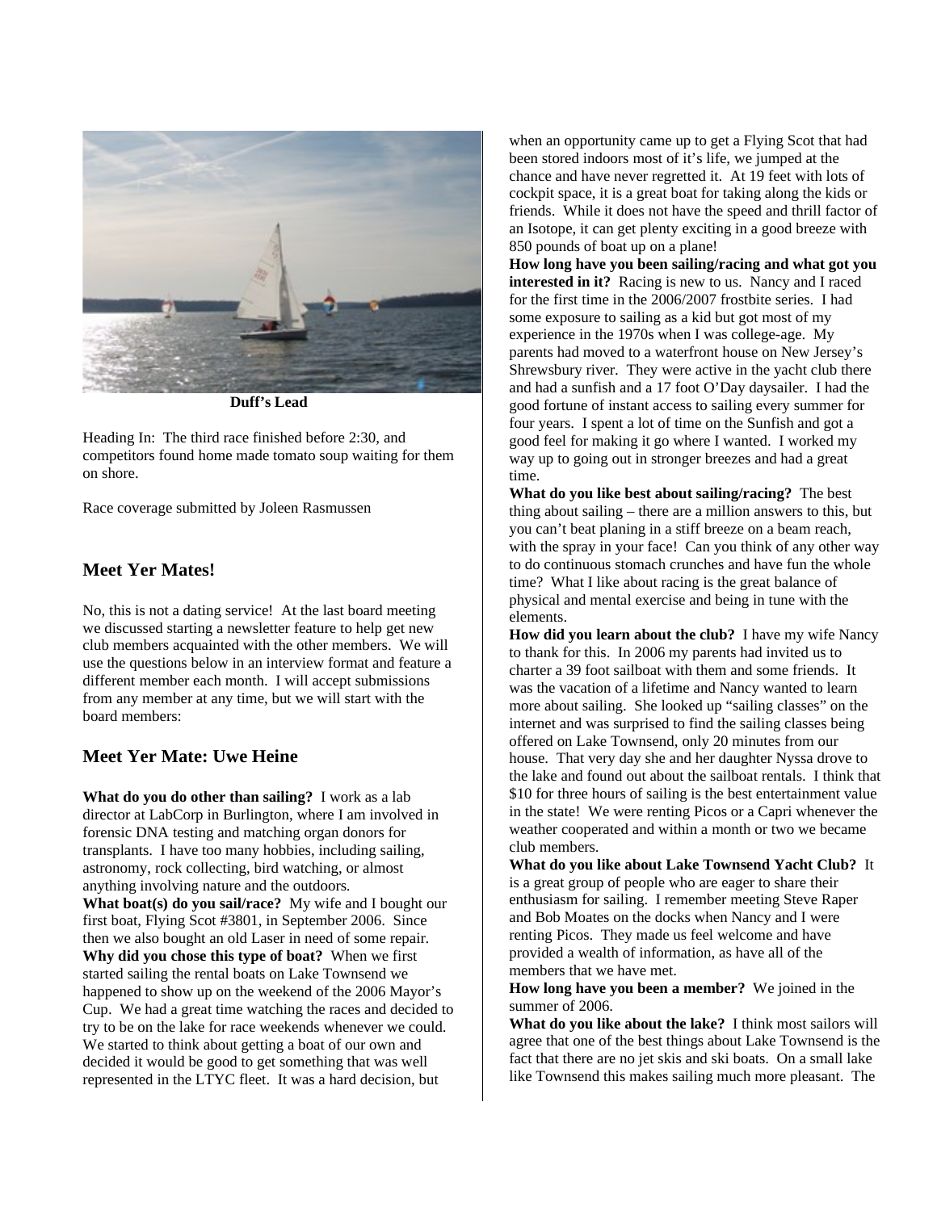**Duff's Lead**

Heading In: The third race finished before 2:30, and competitors found home made tomato soup waiting for them on shore.

Race coverage submitted by Joleen Rasmussen

## Meet Yer Mates!

No, this is not a dating service! At the last board meeting we discussed starting a newsletter feature to help get new club members acquainted with the other members. We will use the questions below in an interview format and feature a different member each month. I will accept submissions from any member at any time, but we will start with the board members:

## Meet Yer Mate: Uwe Heine

**What do you do other than sailing?** I work as a lab director at LabCorp in Burlington, where I am involved in forensic DNA testing and matching organ donors for transplants. I have too many hobbies, including sailing, astronomy, rock collecting, bird watching, or almost anything involving nature and the outdoors.

**What boat(s) do you sail/race?** My wife and I bought our first boat, Flying Scot #3801, in September 2006. Since then we also bought an old Laser in need of some repair.

**Why did you chose this type of boat?** When we first started sailing the rental boats on Lake Townsend we happened to show up on the weekend of the 2006 Mayor's Cup. We had a great time watching the races and decided to try to be on the lake for race weekends whenever we could. We started to think about getting a boat of our own and decided it would be good to get something that was well represented in the LTYC fleet. It was a hard decision, but when an opportunity came up to get a Flying Scot that had been stored indoors most of it's life, we jumped at the chance and have never regretted it. At 19 feet with lots of cockpit space, it is a great boat for taking along the kids or friends. While it does not have the speed and thrill factor of an Isotope, it can get plenty exciting in a good breeze with 850 pounds of boat up on a plane!

**How long have you been sailing/racing and what got you interested in it?** Racing is new to us. Nancy and I raced for the first time in the 2006/2007 frostbite series. I had some exposure to sailing as a kid but got most of my experience in the 1970s when I was college-age. My parents had moved to a waterfront house on New Jersey's Shrewsbury river. They were active in the yacht club there and had a sunfish and a 17 foot O'Day daysailer. I had the good fortune of instant access to sailing every summer for four years. I spent a lot of time on the Sunfish and got a good feel for making it go where I wanted. I worked my way up to going out in stronger breezes and had a great time.

**What do you like best about sailing/racing?** The best thing about sailing – there are a million answers to this, but you can't beat planing in a stiff breeze on a beam reach, with the spray in your face! Can you think of any other way to do continuous stomach crunches and have fun the whole time? What I like about racing is the great balance of physical and mental exercise and being in tune with the elements.

**How did you learn about the club?** I have my wife Nancy to thank for this. In 2006 my parents had invited us to charter a 39 foot sailboat with them and some friends. It was the vacation of a lifetime and Nancy wanted to learn more about sailing. She looked up "sailing classes" on the internet and was surprised to find the sailing classes being offered on Lake Townsend, only 20 minutes from our house. That very day she and her daughter Nyssa drove to the lake and found out about the sailboat rentals. I think that $10 for three hours of sailing is the best entertainment value in the state! We were renting Picos or a Capri whenever the weather cooperated and within a month or two we became club members.

**What do you like about Lake Townsend Yacht Club?** It is a great group of people who are eager to share their enthusiasm for sailing. I remember meeting Steve Raper and Bob Moates on the docks when Nancy and I were renting Picos. They made us feel welcome and have provided a wealth of information, as have all of the members that we have met.

**How long have you been a member?** We joined in the summer of 2006.

**What do you like about the lake?** I think most sailors will agree that one of the best things about Lake Townsend is the fact that there are no jet skis and ski boats. On a small lake like Townsend this makes sailing much more pleasant. The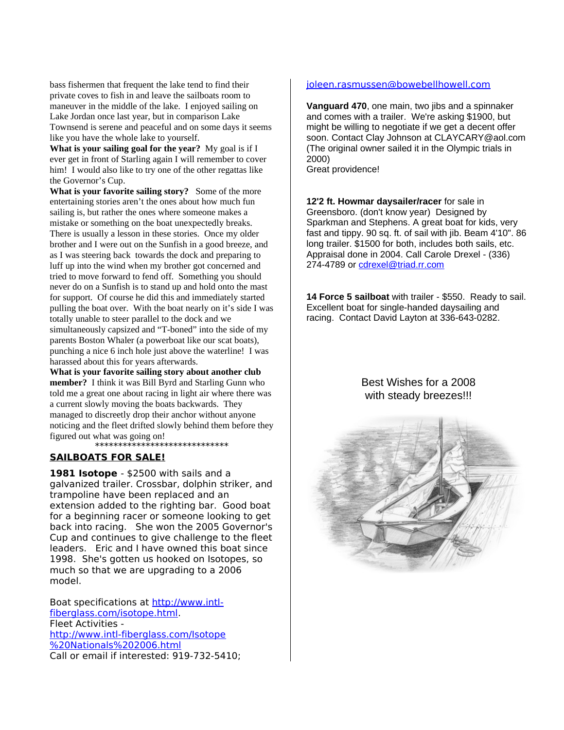bass fishermen that frequent the lake tend to find their private coves to fish in and leave the sailboats room to maneuver in the middle of the lake. I enjoyed sailing on Lake Jordan once last year, but in comparison Lake Townsend is serene and peaceful and on some days it seems like you have the whole lake to yourself.

**What is your sailing goal for the year?** My goal is if I ever get in front of Starling again I will remember to cover him! I would also like to try one of the other regattas like the Governor's Cup.

**What is your favorite sailing story?** Some of the more entertaining stories aren't the ones about how much fun sailing is, but rather the ones where someone makes a mistake or something on the boat unexpectedly breaks. There is usually a lesson in these stories. Once my older brother and I were out on the Sunfish in a good breeze, and as I was steering back towards the dock and preparing to luff up into the wind when my brother got concerned and tried to move forward to fend off. Something you should never do on a Sunfish is to stand up and hold onto the mast for support. Of course he did this and immediately started pulling the boat over. With the boat nearly on it's side I was totally unable to steer parallel to the dock and we simultaneously capsized and "T-boned" into the side of my parents Boston Whaler (a powerboat like our scat boats), punching a nice 6 inch hole just above the waterline! I was harassed about this for years afterwards.

**What is your favorite sailing story about another club member?** I think it was Bill Byrd and Starling Gunn who told me a great one about racing in light air where there was a current slowly moving the boats backwards. They managed to discreetly drop their anchor without anyone noticing and the fleet drifted slowly behind them before they figured out what was going on!

******************************

## SAILBOATS FOR SALE!

**1981 Isotope** - $2500 with sails and a galvanized trailer. Crossbar, dolphin striker, and trampoline have been replaced and an extension added to the righting bar. Good boat for a beginning racer or someone looking to get back into racing. She won the 2005 Governor's Cup and continues to give challenge to the fleet leaders. Eric and I have owned this boat since 1998. She's gotten us hooked on Isotopes, so much so that we are upgrading to a 2006 model.

Boat specifications at http://www.intl-fiberglass.com/isotope.html.
Fleet Activities - http://www.intl-fiberglass.com/Isotope%20Nationals%202006.html
Call or email if interested: 919-732-5410; joleen.rasmussen@bowebellhowell.com

**Vanguard 470**, one main, two jibs and a spinnaker and comes with a trailer. We're asking $1900, but might be willing to negotiate if we get a decent offer soon. Contact Clay Johnson at CLAYCARY@aol.com (The original owner sailed it in the Olympic trials in 2000)
Great providence!

**12'2 ft. Howmar daysailer/racer** for sale in Greensboro. (don't know year) Designed by Sparkman and Stephens. A great boat for kids, very fast and tippy. 90 sq. ft. of sail with jib. Beam 4'10". 86 long trailer. $1500 for both, includes both sails, etc. Appraisal done in 2004. Call Carole Drexel - (336) 274-4789 or cdrexel@triad.rr.com

**14 Force 5 sailboat** with trailer - $550. Ready to sail. Excellent boat for single-handed daysailing and racing. Contact David Layton at 336-643-0282.

Best Wishes for a 2008
with steady breezes!!!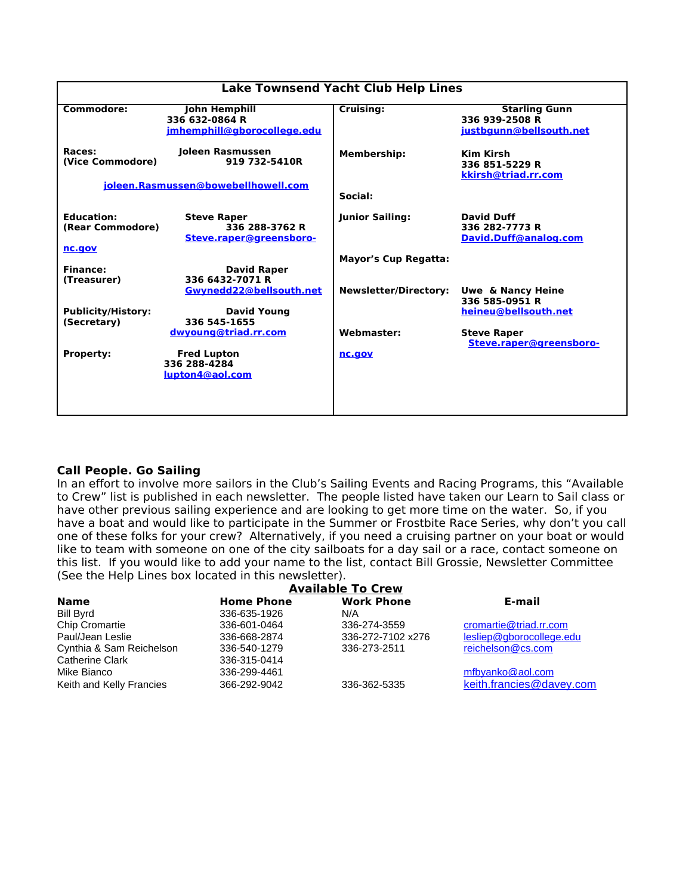## Lake Townsend Yacht Club Help Lines

| | | | |
|---|---|---|---|
| **Commodore:** | **John Hemphill**<br>**336 632-0864 R**<br>**jmhemphill@gborocollege.edu** | **Cruising:** | **Starling Gunn**<br>**336 939-2508 R**<br>**justbgunn@bellsouth.net** |
| **Races:**<br>**(Vice Commodore)** | **Joleen Rasmussen**<br>**919 732-5410R**<br>**joleen.Rasmussen@bowebellhowell.com** | **Membership:** | **Kim Kirsh**<br>**336 851-5229 R**<br>**kkirsh@triad.rr.com** |
| | | **Social:** | |
| **Education:**<br>**(Rear Commodore)** | **Steve Raper**<br>**336 288-3762 R**<br>**Steve.raper@greensboro-nc.gov** | **Junior Sailing:** | **David Duff**<br>**336 282-7773 R**<br>**David.Duff@analog.com** |
| | | **Mayor's Cup Regatta:** | |
| **Finance:**<br>**(Treasurer)** | **David Raper**<br>**336 6432-7071 R**<br>**Gwynedd22@bellsouth.net** | **Newsletter/Directory:** | **Uwe & Nancy Heine**<br>**336 585-0951 R**<br>**heineu@bellsouth.net** |
| **Publicity/History:**<br>**(Secretary)** | **David Young**<br>**336 545-1655**<br>**dwyoung@triad.rr.com** | **Webmaster:** | **Steve Raper**<br>**Steve.raper@greensboro-nc.gov** |
| **Property:** | **Fred Lupton**<br>**336 288-4284**<br>**lupton4@aol.com** | | |

### Call People. Go Sailing

In an effort to involve more sailors in the Club's Sailing Events and Racing Programs, this "Available to Crew" list is published in each newsletter. The people listed have taken our Learn to Sail class or have other previous sailing experience and are looking to get more time on the water. So, if you have a boat and would like to participate in the Summer or Frostbite Race Series, why don't you call one of these folks for your crew? Alternatively, if you need a cruising partner on your boat or would like to team with someone on one of the city sailboats for a day sail or a race, contact someone on this list. If you would like to add your name to the list, contact Bill Grossie, Newsletter Committee (See the Help Lines box located in this newsletter).

### Available To Crew

| Name | Home Phone | Work Phone | E-mail |
|---|---|---|---|
| Bill Byrd | 336-635-1926 | N/A | |
| Chip Cromartie | 336-601-0464 | 336-274-3559 | cromartie@triad.rr.com |
| Paul/Jean Leslie | 336-668-2874 | 336-272-7102 x276 | lesliep@gborocollege.edu |
| Cynthia & Sam Reichelson | 336-540-1279 | 336-273-2511 | reichelson@cs.com |
| Catherine Clark | 336-315-0414 | | |
| Mike Bianco | 336-299-4461 | | mfbyanko@aol.com |
| Keith and Kelly Francies | 366-292-9042 | 336-362-5335 | keith.francies@davey.com |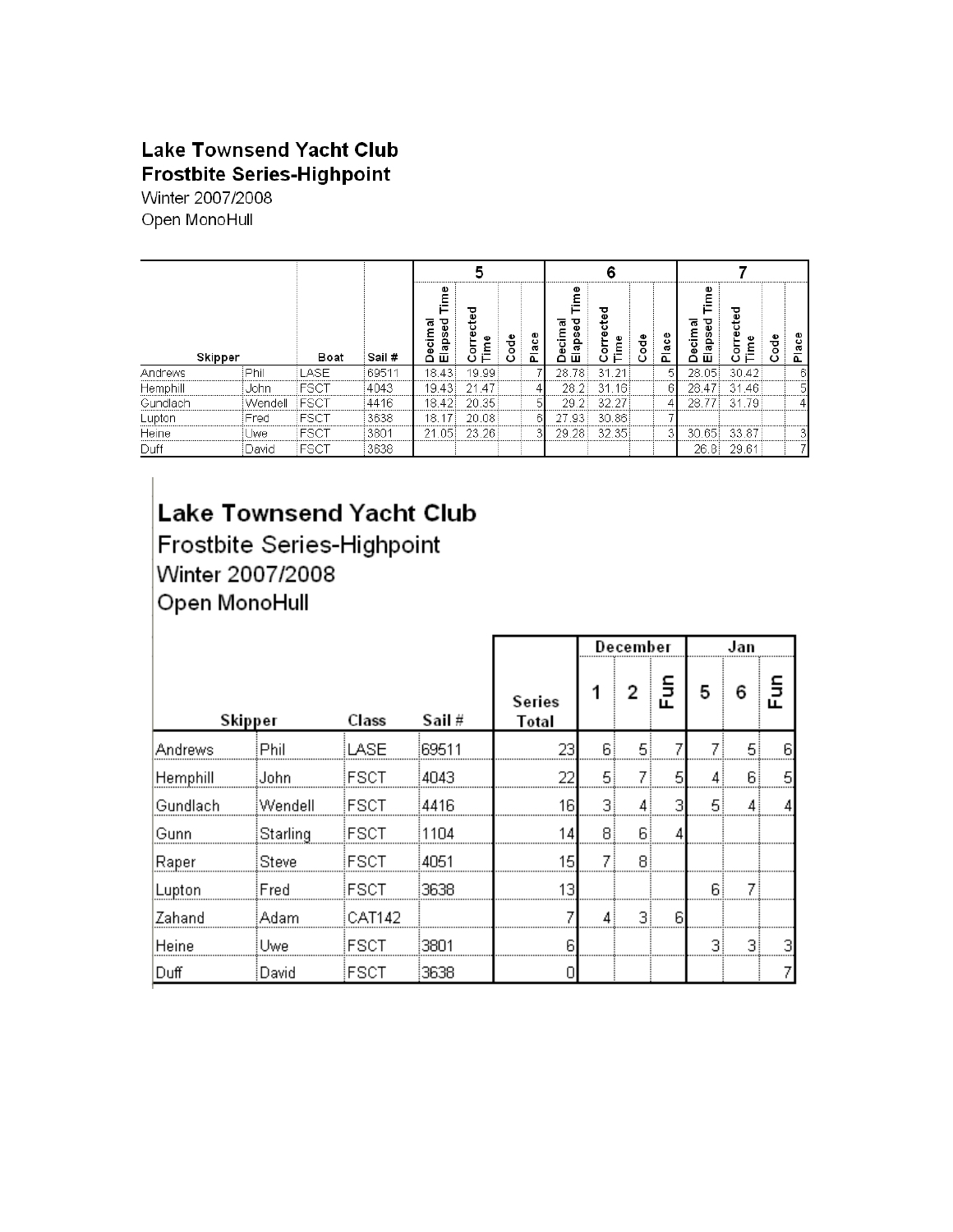**Lake Townsend Yacht Club**
**Frostbite Series-Highpoint**
Winter 2007/2008
Open MonoHull

| Skipper | | Boat | Sail # | 5 | | | | 6 | | | | 7 | | | |
|---|---|---|---|---|---|---|---|---|---|---|---|---|---|---|---|
| | | | | Decimal Elapsed Time | Corrected Time | Code | Place | Decimal Elapsed Time | Corrected Time | Code | Place | Decimal Elapsed Time | Corrected Time | Code | Place |
| Andrews | Phil | LASE | 69511 | 18.43 | 19.99 | | 7 | 28.78 | 31.21 | | 5 | 28.05 | 30.42 | | 6 |
| Hemphill | John | FSCT | 4043 | 19.43 | 21.47 | | 4 | 28.2 | 31.16 | | 6 | 28.47 | 31.46 | | 5 |
| Gundlach | Wendell | FSCT | 4416 | 18.42 | 20.35 | | 5 | 29.2 | 32.27 | | 4 | 28.77 | 31.79 | | 4 |
| Lupton | Fred | FSCT | 3638 | 18.17 | 20.08 | | 6 | 27.93 | 30.86 | | 7 | | | | |
| Heine | Uwe | FSCT | 3801 | 21.05 | 23.26 | | 3 | 29.28 | 32.35 | | 3 | 30.65 | 33.87 | | 3 |
| Duff | David | FSCT | 3638 | | | | | | | | | 26.8 | 29.61 | | 7 |

## Lake Townsend Yacht Club

### Frostbite Series-Highpoint

### Winter 2007/2008

### Open MonoHull

| Skipper | | Class | Sail # | Series Total | December | | | Jan | | |
|---|---|---|---|---|---|---|---|---|---|---|
| | | | | | 1 | 2 | Fun | 5 | 6 | Fun |
| Andrews | Phil | LASE | 69511 | 23 | 6 | 5 | 7 | 7 | 5 | 6 |
| Hemphill | John | FSCT | 4043 | 22 | 5 | 7 | 5 | 4 | 6 | 5 |
| Gundlach | Wendell | FSCT | 4416 | 16 | 3 | 4 | 3 | 5 | 4 | 4 |
| Gunn | Starling | FSCT | 1104 | 14 | 8 | 6 | 4 | | | |
| Raper | Steve | FSCT | 4051 | 15 | 7 | 8 | | | | |
| Lupton | Fred | FSCT | 3638 | 13 | | | | 6 | 7 | |
| Zahand | Adam | CAT142 | | 7 | 4 | 3 | 6 | | | |
| Heine | Uwe | FSCT | 3801 | 6 | | | | 3 | 3 | 3 |
| Duff | David | FSCT | 3638 | 0 | | | | | | 7 |